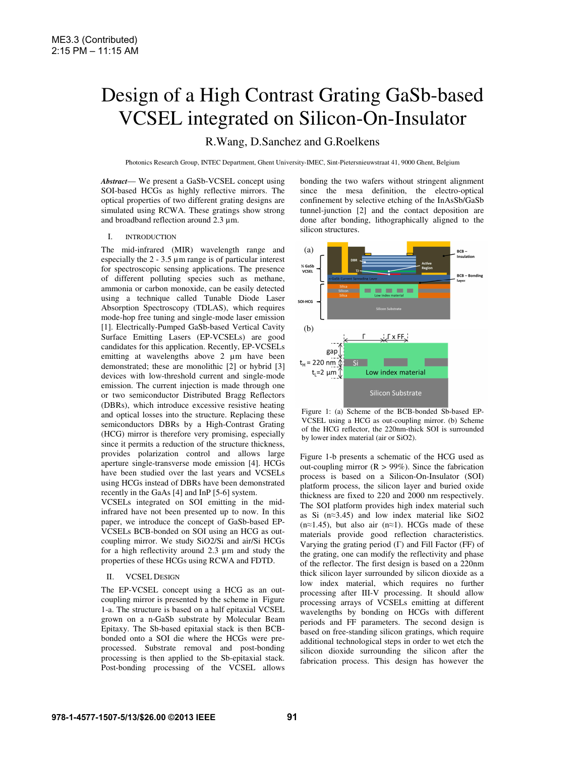ME3.3 (Contributed)
2:15 PM – 11:15 AM

# Design of a High Contrast Grating GaSb-based VCSEL integrated on Silicon-On-Insulator

R.Wang, D.Sanchez and G.Roelkens

Photonics Research Group, INTEC Department, Ghent University-IMEC, Sint-Pietersnieuwstraat 41, 9000 Ghent, Belgium

***Abstract*— We present a GaSb-VCSEL concept using SOI-based HCGs as highly reflective mirrors. The optical properties of two different grating designs are simulated using RCWA. These gratings show strong and broadband reflection around 2.3 µm.**

## I. Introduction

The mid-infrared (MIR) wavelength range and especially the 2 - 3.5 µm range is of particular interest for spectroscopic sensing applications. The presence of different polluting species such as methane, ammonia or carbon monoxide, can be easily detected using a technique called Tunable Diode Laser Absorption Spectroscopy (TDLAS), which requires mode-hop free tuning and single-mode laser emission [1]. Electrically-Pumped GaSb-based Vertical Cavity Surface Emitting Lasers (EP-VCSELs) are good candidates for this application. Recently, EP-VCSELs emitting at wavelengths above 2 µm have been demonstrated; these are monolithic [2] or hybrid [3] devices with low-threshold current and single-mode emission. The current injection is made through one or two semiconductor Distributed Bragg Reflectors (DBRs), which introduce excessive resistive heating and optical losses into the structure. Replacing these semiconductors DBRs by a High-Contrast Grating (HCG) mirror is therefore very promising, especially since it permits a reduction of the structure thickness, provides polarization control and allows large aperture single-transverse mode emission [4]. HCGs have been studied over the last years and VCSELs using HCGs instead of DBRs have been demonstrated recently in the GaAs [4] and InP [5-6] system.

VCSELs integrated on SOI emitting in the mid-infrared have not been presented up to now. In this paper, we introduce the concept of GaSb-based EP-VCSELs BCB-bonded on SOI using an HCG as out-coupling mirror. We study SiO2/Si and air/Si HCGs for a high reflectivity around 2.3 µm and study the properties of these HCGs using RCWA and FDTD.

## II. VCSEL Design

The EP-VCSEL concept using a HCG as an out-coupling mirror is presented by the scheme in Figure 1-a. The structure is based on a half epitaxial VCSEL grown on a n-GaSb substrate by Molecular Beam Epitaxy. The Sb-based epitaxial stack is then BCB-bonded onto a SOI die where the HCGs were pre-processed. Substrate removal and post-bonding processing is then applied to the Sb-epitaxial stack. Post-bonding processing of the VCSEL allows bonding the two wafers without stringent alignment since the mesa definition, the electro-optical confinement by selective etching of the InAsSb/GaSb tunnel-junction [2] and the contact deposition are done after bonding, lithographically aligned to the silicon structures.

Figure 1: (a) Scheme of the BCB-bonded Sb-based EP-VCSEL using a HCG as out-coupling mirror. (b) Scheme of the HCG reflector, the 220nm-thick SOI is surrounded by lower index material (air or SiO2).

Figure 1-b presents a schematic of the HCG used as out-coupling mirror (R > 99%). Since the fabrication process is based on a Silicon-On-Insulator (SOI) platform process, the silicon layer and buried oxide thickness are fixed to 220 and 2000 nm respectively. The SOI platform provides high index material such as Si (n≈3.45) and low index material like SiO2 (n≈1.45), but also air (n≈1). HCGs made of these materials provide good reflection characteristics. Varying the grating period (Γ) and Fill Factor (FF) of the grating, one can modify the reflectivity and phase of the reflector. The first design is based on a 220nm thick silicon layer surrounded by silicon dioxide as a low index material, which requires no further processing after III-V processing. It should allow processing arrays of VCSELs emitting at different wavelengths by bonding on HCGs with different periods and FF parameters. The second design is based on free-standing silicon gratings, which require additional technological steps in order to wet etch the silicon dioxide surrounding the silicon after the fabrication process. This design has however the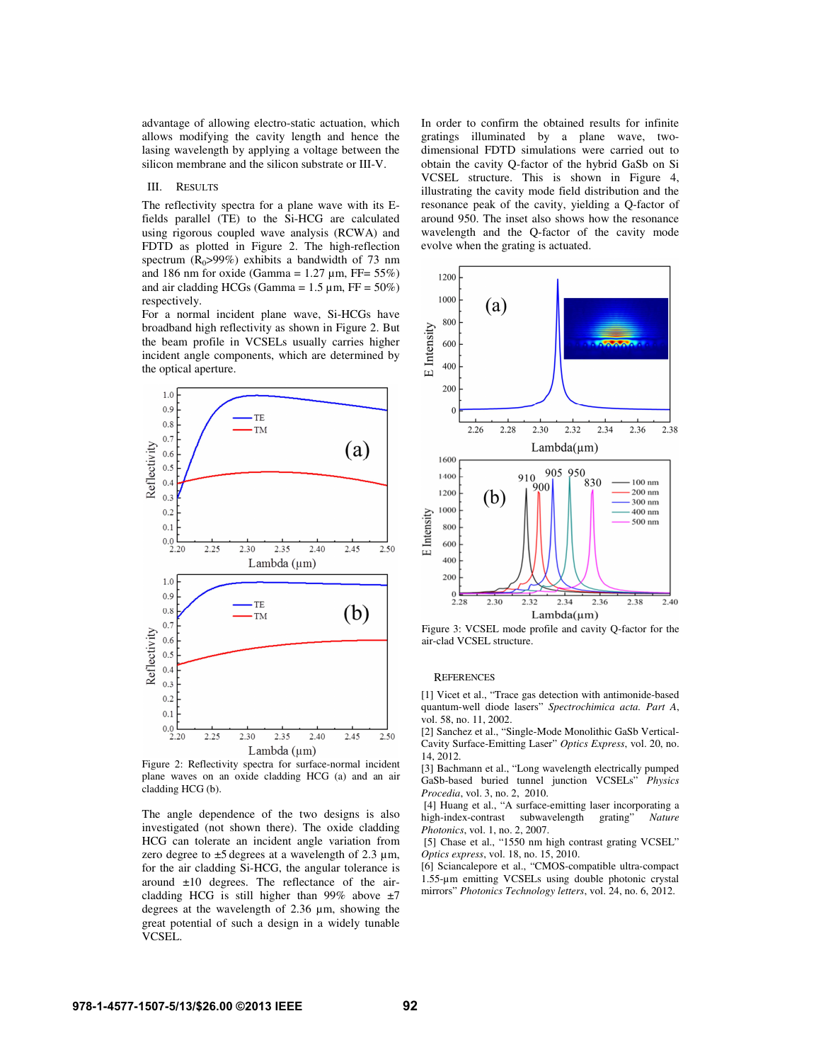advantage of allowing electro-static actuation, which allows modifying the cavity length and hence the lasing wavelength by applying a voltage between the silicon membrane and the silicon substrate or III-V.

## III. RESULTS

The reflectivity spectra for a plane wave with its E-fields parallel (TE) to the Si-HCG are calculated using rigorous coupled wave analysis (RCWA) and FDTD as plotted in Figure 2. The high-reflection spectrum ($R_0$>99%) exhibits a bandwidth of 73 nm and 186 nm for oxide (Gamma = 1.27 µm, FF= 55%) and air cladding HCGs (Gamma = 1.5 µm, FF = 50%) respectively.

For a normal incident plane wave, Si-HCGs have broadband high reflectivity as shown in Figure 2. But the beam profile in VCSELs usually carries higher incident angle components, which are determined by the optical aperture.

(a)
TE
TM
Reflectivity
1.0
0.9
0.8
0.7
0.6
0.5
0.4
0.3
0.2
0.1
0.0
2.20 2.25 2.30 2.35 2.40 2.45 2.50
Lambda (µm)

(b)
TE
TM
Reflectivity
1.0
0.9
0.8
0.7
0.6
0.5
0.4
0.3
0.2
0.1
0.0
2.20 2.25 2.30 2.35 2.40 2.45 2.50
Lambda (µm)

Figure 2: Reflectivity spectra for surface-normal incident plane waves on an oxide cladding HCG (a) and an air cladding HCG (b).

The angle dependence of the two designs is also investigated (not shown there). The oxide cladding HCG can tolerate an incident angle variation from zero degree to ±5 degrees at a wavelength of 2.3 µm, for the air cladding Si-HCG, the angular tolerance is around ±10 degrees. The reflectance of the air-cladding HCG is still higher than 99% above ±7 degrees at the wavelength of 2.36 µm, showing the great potential of such a design in a widely tunable VCSEL.

In order to confirm the obtained results for infinite gratings illuminated by a plane wave, two-dimensional FDTD simulations were carried out to obtain the cavity Q-factor of the hybrid GaSb on Si VCSEL structure. This is shown in Figure 4, illustrating the cavity mode field distribution and the resonance peak of the cavity, yielding a Q-factor of around 950. The inset also shows how the resonance wavelength and the Q-factor of the cavity mode evolve when the grating is actuated.

(a)
E Intensity
1200
1000
800
600
400
200
0
2.26 2.28 2.30 2.32 2.34 2.36 2.38
Lambda(µm)

(b)
910
900
905
950
830
100 nm
200 nm
300 nm
400 nm
500 nm
E Intensity
1600
1400
1200
1000
800
600
400
200
0
2.28 2.30 2.32 2.34 2.36 2.38 2.40
Lambda(µm)

Figure 3: VCSEL mode profile and cavity Q-factor for the air-clad VCSEL structure.

## REFERENCES

[1] Vicet et al., "Trace gas detection with antimonide-based quantum-well diode lasers" *Spectrochimica acta. Part A*, vol. 58, no. 11, 2002.

[2] Sanchez et al., "Single-Mode Monolithic GaSb Vertical-Cavity Surface-Emitting Laser" *Optics Express*, vol. 20, no. 14, 2012.

[3] Bachmann et al., "Long wavelength electrically pumped GaSb-based buried tunnel junction VCSELs" *Physics Procedia*, vol. 3, no. 2, 2010.

[4] Huang et al., "A surface-emitting laser incorporating a high-index-contrast subwavelength grating" *Nature Photonics*, vol. 1, no. 2, 2007.

[5] Chase et al., "1550 nm high contrast grating VCSEL" *Optics express*, vol. 18, no. 15, 2010.

[6] Sciancalepore et al., "CMOS-compatible ultra-compact 1.55-µm emitting VCSELs using double photonic crystal mirrors" *Photonics Technology letters*, vol. 24, no. 6, 2012.